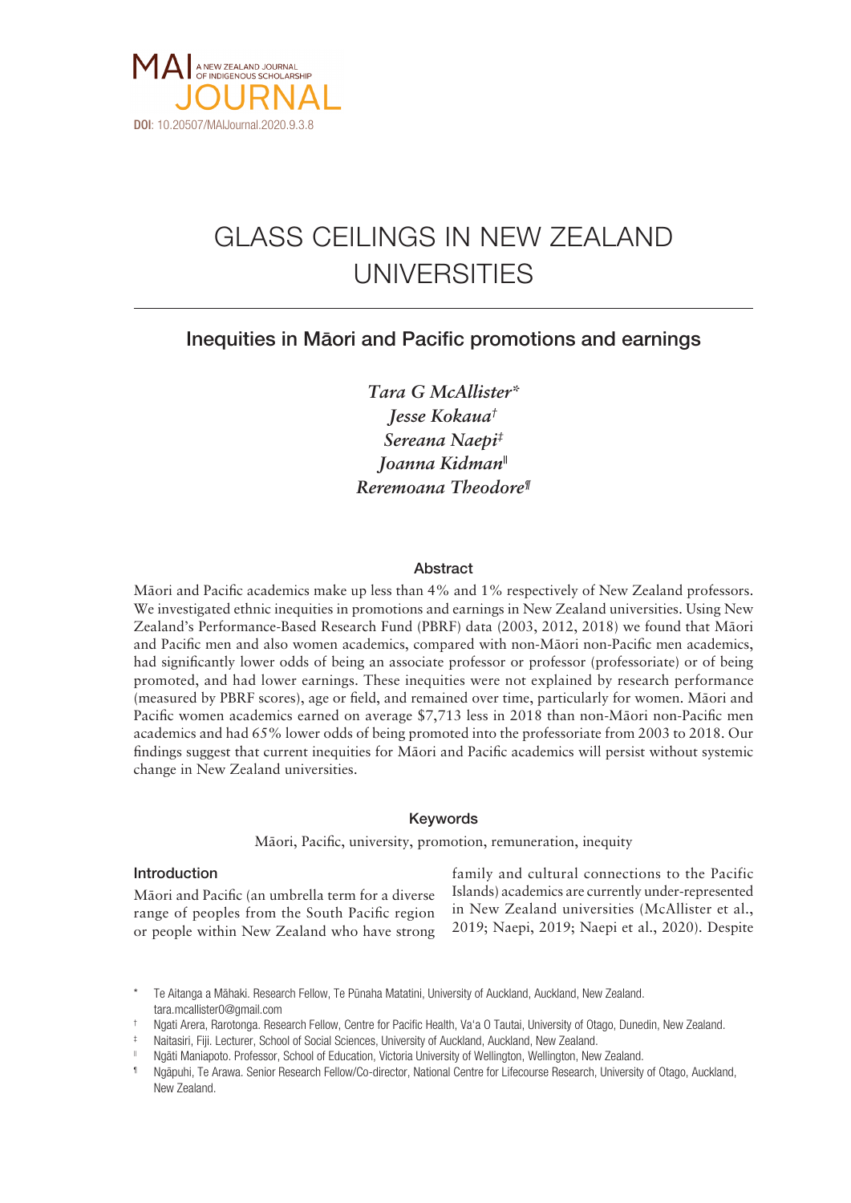MAI JOURNAL — A NEW ZEALAND JOURNAL OF INDIGENOUS SCHOLARSHIP

DOI: 10.20507/MAIJournal.2020.9.3.8

# GLASS CEILINGS IN NEW ZEALAND UNIVERSITIES

## Inequities in Māori and Pacific promotions and earnings

*Tara G McAllister*[*]
*Jesse Kokaua*[†]
*Sereana Naepi*[‡]
*Joanna Kidman*[‖]
*Reremoana Theodore*[¶]

### Abstract

Māori and Pacific academics make up less than 4% and 1% respectively of New Zealand professors. We investigated ethnic inequities in promotions and earnings in New Zealand universities. Using New Zealand's Performance-Based Research Fund (PBRF) data (2003, 2012, 2018) we found that Māori and Pacific men and also women academics, compared with non-Māori non-Pacific men academics, had significantly lower odds of being an associate professor or professor (professoriate) or of being promoted, and had lower earnings. These inequities were not explained by research performance (measured by PBRF scores), age or field, and remained over time, particularly for women. Māori and Pacific women academics earned on average $7,713 less in 2018 than non-Māori non-Pacific men academics and had 65% lower odds of being promoted into the professoriate from 2003 to 2018. Our findings suggest that current inequities for Māori and Pacific academics will persist without systemic change in New Zealand universities.

### Keywords

Māori, Pacific, university, promotion, remuneration, inequity

### Introduction

Māori and Pacific (an umbrella term for a diverse range of peoples from the South Pacific region or people within New Zealand who have strong family and cultural connections to the Pacific Islands) academics are currently under-represented in New Zealand universities (McAllister et al., 2019; Naepi, 2019; Naepi et al., 2020). Despite

---

[*] Te Aitanga a Māhaki. Research Fellow, Te Pūnaha Matatini, University of Auckland, Auckland, New Zealand. tara.mcallister0@gmail.com

[†] Ngati Arera, Rarotonga. Research Fellow, Centre for Pacific Health, Va'a O Tautai, University of Otago, Dunedin, New Zealand.

[‡] Naitasiri, Fiji. Lecturer, School of Social Sciences, University of Auckland, Auckland, New Zealand.

[‖] Ngāti Maniapoto. Professor, School of Education, Victoria University of Wellington, Wellington, New Zealand.

[¶] Ngāpuhi, Te Arawa. Senior Research Fellow/Co-director, National Centre for Lifecourse Research, University of Otago, Auckland, New Zealand.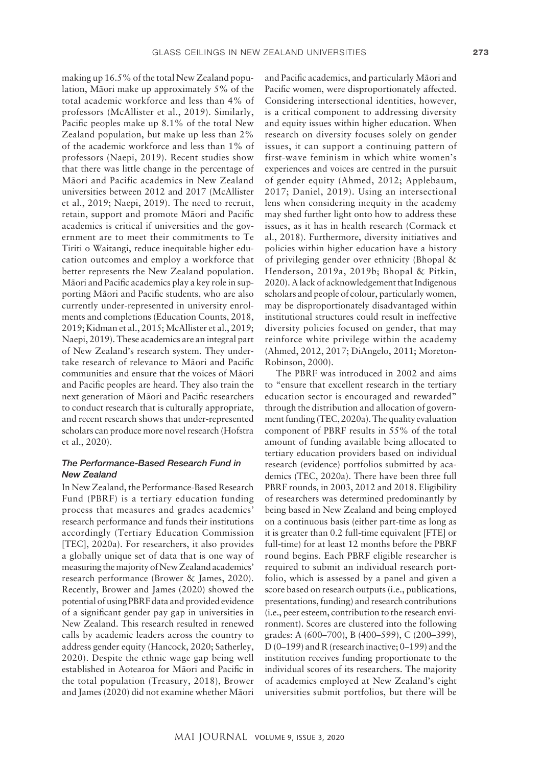making up 16.5% of the total New Zealand population, Māori make up approximately 5% of the total academic workforce and less than 4% of professors (McAllister et al., 2019). Similarly, Pacific peoples make up 8.1% of the total New Zealand population, but make up less than 2% of the academic workforce and less than 1% of professors (Naepi, 2019). Recent studies show that there was little change in the percentage of Māori and Pacific academics in New Zealand universities between 2012 and 2017 (McAllister et al., 2019; Naepi, 2019). The need to recruit, retain, support and promote Māori and Pacific academics is critical if universities and the government are to meet their commitments to Te Tiriti o Waitangi, reduce inequitable higher education outcomes and employ a workforce that better represents the New Zealand population. Māori and Pacific academics play a key role in supporting Māori and Pacific students, who are also currently under-represented in university enrolments and completions (Education Counts, 2018, 2019; Kidman et al., 2015; McAllister et al., 2019; Naepi, 2019). These academics are an integral part of New Zealand's research system. They undertake research of relevance to Māori and Pacific communities and ensure that the voices of Māori and Pacific peoples are heard. They also train the next generation of Māori and Pacific researchers to conduct research that is culturally appropriate, and recent research shows that under-represented scholars can produce more novel research (Hofstra et al., 2020).

### *The Performance-Based Research Fund in New Zealand*

In New Zealand, the Performance-Based Research Fund (PBRF) is a tertiary education funding process that measures and grades academics' research performance and funds their institutions accordingly (Tertiary Education Commission [TEC], 2020a). For researchers, it also provides a globally unique set of data that is one way of measuring the majority of New Zealand academics' research performance (Brower & James, 2020). Recently, Brower and James (2020) showed the potential of using PBRF data and provided evidence of a significant gender pay gap in universities in New Zealand. This research resulted in renewed calls by academic leaders across the country to address gender equity (Hancock, 2020; Satherley, 2020). Despite the ethnic wage gap being well established in Aotearoa for Māori and Pacific in the total population (Treasury, 2018), Brower and James (2020) did not examine whether Māori and Pacific academics, and particularly Māori and Pacific women, were disproportionately affected. Considering intersectional identities, however, is a critical component to addressing diversity and equity issues within higher education. When research on diversity focuses solely on gender issues, it can support a continuing pattern of first-wave feminism in which white women's experiences and voices are centred in the pursuit of gender equity (Ahmed, 2012; Applebaum, 2017; Daniel, 2019). Using an intersectional lens when considering inequity in the academy may shed further light onto how to address these issues, as it has in health research (Cormack et al., 2018). Furthermore, diversity initiatives and policies within higher education have a history of privileging gender over ethnicity (Bhopal & Henderson, 2019a, 2019b; Bhopal & Pitkin, 2020). A lack of acknowledgement that Indigenous scholars and people of colour, particularly women, may be disproportionately disadvantaged within institutional structures could result in ineffective diversity policies focused on gender, that may reinforce white privilege within the academy (Ahmed, 2012, 2017; DiAngelo, 2011; Moreton-Robinson, 2000).

The PBRF was introduced in 2002 and aims to "ensure that excellent research in the tertiary education sector is encouraged and rewarded" through the distribution and allocation of government funding (TEC, 2020a). The quality evaluation component of PBRF results in 55% of the total amount of funding available being allocated to tertiary education providers based on individual research (evidence) portfolios submitted by academics (TEC, 2020a). There have been three full PBRF rounds, in 2003, 2012 and 2018. Eligibility of researchers was determined predominantly by being based in New Zealand and being employed on a continuous basis (either part-time as long as it is greater than 0.2 full-time equivalent [FTE] or full-time) for at least 12 months before the PBRF round begins. Each PBRF eligible researcher is required to submit an individual research portfolio, which is assessed by a panel and given a score based on research outputs (i.e., publications, presentations, funding) and research contributions (i.e., peer esteem, contribution to the research environment). Scores are clustered into the following grades: A (600–700), B (400–599), C (200–399), D (0–199) and R (research inactive; 0–199) and the institution receives funding proportionate to the individual scores of its researchers. The majority of academics employed at New Zealand's eight universities submit portfolios, but there will be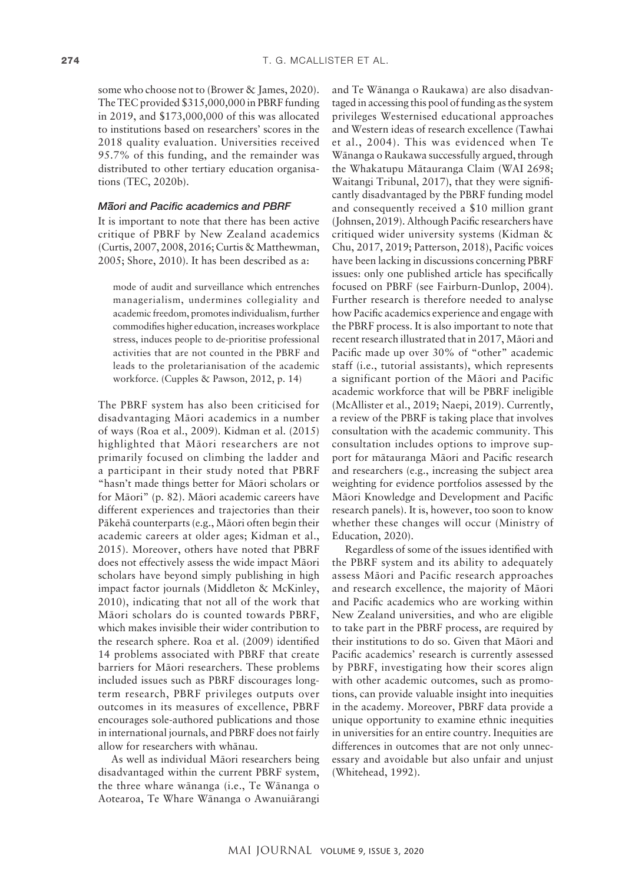some who choose not to (Brower & James, 2020). The TEC provided $315,000,000 in PBRF funding in 2019, and $173,000,000 of this was allocated to institutions based on researchers' scores in the 2018 quality evaluation. Universities received 95.7% of this funding, and the remainder was distributed to other tertiary education organisations (TEC, 2020b).

### *Māori and Pacific academics and PBRF*

It is important to note that there has been active critique of PBRF by New Zealand academics (Curtis, 2007, 2008, 2016; Curtis & Matthewman, 2005; Shore, 2010). It has been described as a:

> mode of audit and surveillance which entrenches managerialism, undermines collegiality and academic freedom, promotes individualism, further commodifies higher education, increases workplace stress, induces people to de-prioritise professional activities that are not counted in the PBRF and leads to the proletarianisation of the academic workforce. (Cupples & Pawson, 2012, p. 14)

The PBRF system has also been criticised for disadvantaging Māori academics in a number of ways (Roa et al., 2009). Kidman et al. (2015) highlighted that Māori researchers are not primarily focused on climbing the ladder and a participant in their study noted that PBRF "hasn't made things better for Māori scholars or for Māori" (p. 82). Māori academic careers have different experiences and trajectories than their Pākehā counterparts (e.g., Māori often begin their academic careers at older ages; Kidman et al., 2015). Moreover, others have noted that PBRF does not effectively assess the wide impact Māori scholars have beyond simply publishing in high impact factor journals (Middleton & McKinley, 2010), indicating that not all of the work that Māori scholars do is counted towards PBRF, which makes invisible their wider contribution to the research sphere. Roa et al. (2009) identified 14 problems associated with PBRF that create barriers for Māori researchers. These problems included issues such as PBRF discourages long-term research, PBRF privileges outputs over outcomes in its measures of excellence, PBRF encourages sole-authored publications and those in international journals, and PBRF does not fairly allow for researchers with whānau.

As well as individual Māori researchers being disadvantaged within the current PBRF system, the three whare wānanga (i.e., Te Wānanga o Aotearoa, Te Whare Wānanga o Awanuiārangi and Te Wānanga o Raukawa) are also disadvantaged in accessing this pool of funding as the system privileges Westernised educational approaches and Western ideas of research excellence (Tawhai et al., 2004). This was evidenced when Te Wānanga o Raukawa successfully argued, through the Whakatupu Mātauranga Claim (WAI 2698; Waitangi Tribunal, 2017), that they were significantly disadvantaged by the PBRF funding model and consequently received a $10 million grant (Johnsen, 2019). Although Pacific researchers have critiqued wider university systems (Kidman & Chu, 2017, 2019; Patterson, 2018), Pacific voices have been lacking in discussions concerning PBRF issues: only one published article has specifically focused on PBRF (see Fairburn-Dunlop, 2004). Further research is therefore needed to analyse how Pacific academics experience and engage with the PBRF process. It is also important to note that recent research illustrated that in 2017, Māori and Pacific made up over 30% of "other" academic staff (i.e., tutorial assistants), which represents a significant portion of the Māori and Pacific academic workforce that will be PBRF ineligible (McAllister et al., 2019; Naepi, 2019). Currently, a review of the PBRF is taking place that involves consultation with the academic community. This consultation includes options to improve support for mātauranga Māori and Pacific research and researchers (e.g., increasing the subject area weighting for evidence portfolios assessed by the Māori Knowledge and Development and Pacific research panels). It is, however, too soon to know whether these changes will occur (Ministry of Education, 2020).

Regardless of some of the issues identified with the PBRF system and its ability to adequately assess Māori and Pacific research approaches and research excellence, the majority of Māori and Pacific academics who are working within New Zealand universities, and who are eligible to take part in the PBRF process, are required by their institutions to do so. Given that Māori and Pacific academics' research is currently assessed by PBRF, investigating how their scores align with other academic outcomes, such as promotions, can provide valuable insight into inequities in the academy. Moreover, PBRF data provide a unique opportunity to examine ethnic inequities in universities for an entire country. Inequities are differences in outcomes that are not only unnecessary and avoidable but also unfair and unjust (Whitehead, 1992).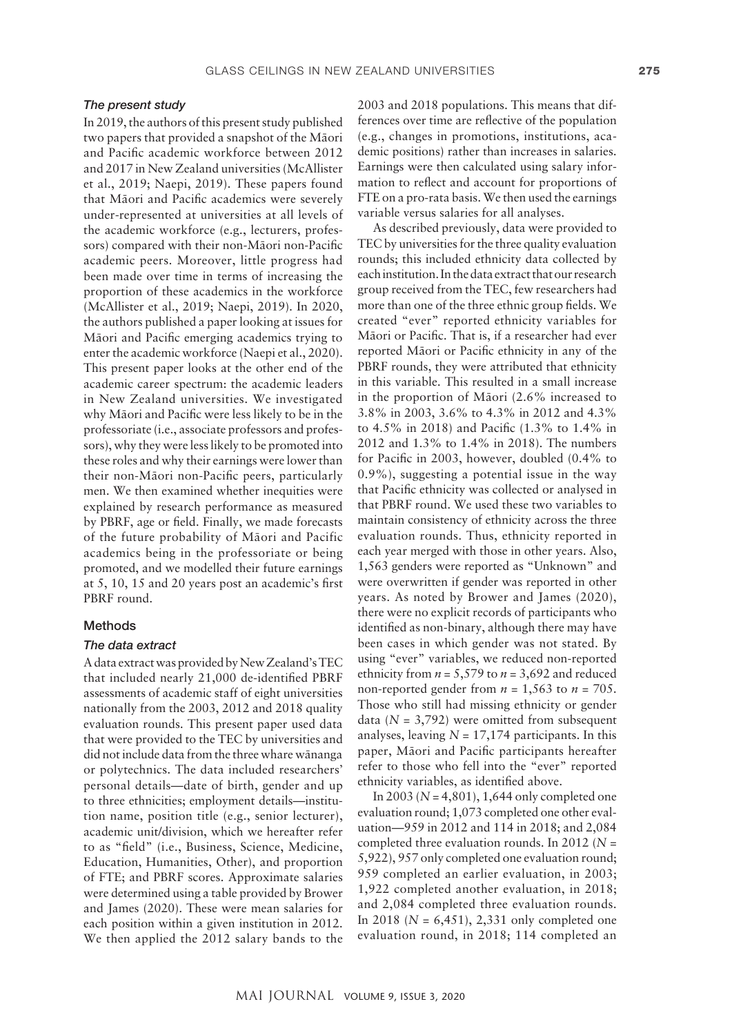### *The present study*

In 2019, the authors of this present study published two papers that provided a snapshot of the Māori and Pacific academic workforce between 2012 and 2017 in New Zealand universities (McAllister et al., 2019; Naepi, 2019). These papers found that Māori and Pacific academics were severely under-represented at universities at all levels of the academic workforce (e.g., lecturers, professors) compared with their non-Māori non-Pacific academic peers. Moreover, little progress had been made over time in terms of increasing the proportion of these academics in the workforce (McAllister et al., 2019; Naepi, 2019). In 2020, the authors published a paper looking at issues for Māori and Pacific emerging academics trying to enter the academic workforce (Naepi et al., 2020). This present paper looks at the other end of the academic career spectrum: the academic leaders in New Zealand universities. We investigated why Māori and Pacific were less likely to be in the professoriate (i.e., associate professors and professors), why they were less likely to be promoted into these roles and why their earnings were lower than their non-Māori non-Pacific peers, particularly men. We then examined whether inequities were explained by research performance as measured by PBRF, age or field. Finally, we made forecasts of the future probability of Māori and Pacific academics being in the professoriate or being promoted, and we modelled their future earnings at 5, 10, 15 and 20 years post an academic's first PBRF round.

## Methods

### *The data extract*

A data extract was provided by New Zealand's TEC that included nearly 21,000 de-identified PBRF assessments of academic staff of eight universities nationally from the 2003, 2012 and 2018 quality evaluation rounds. This present paper used data that were provided to the TEC by universities and did not include data from the three whare wānanga or polytechnics. The data included researchers' personal details—date of birth, gender and up to three ethnicities; employment details—institution name, position title (e.g., senior lecturer), academic unit/division, which we hereafter refer to as "field" (i.e., Business, Science, Medicine, Education, Humanities, Other), and proportion of FTE; and PBRF scores. Approximate salaries were determined using a table provided by Brower and James (2020). These were mean salaries for each position within a given institution in 2012. We then applied the 2012 salary bands to the 2003 and 2018 populations. This means that differences over time are reflective of the population (e.g., changes in promotions, institutions, academic positions) rather than increases in salaries. Earnings were then calculated using salary information to reflect and account for proportions of FTE on a pro-rata basis. We then used the earnings variable versus salaries for all analyses.

As described previously, data were provided to TEC by universities for the three quality evaluation rounds; this included ethnicity data collected by each institution. In the data extract that our research group received from the TEC, few researchers had more than one of the three ethnic group fields. We created "ever" reported ethnicity variables for Māori or Pacific. That is, if a researcher had ever reported Māori or Pacific ethnicity in any of the PBRF rounds, they were attributed that ethnicity in this variable. This resulted in a small increase in the proportion of Māori (2.6% increased to 3.8% in 2003, 3.6% to 4.3% in 2012 and 4.3% to 4.5% in 2018) and Pacific (1.3% to 1.4% in 2012 and 1.3% to 1.4% in 2018). The numbers for Pacific in 2003, however, doubled (0.4% to 0.9%), suggesting a potential issue in the way that Pacific ethnicity was collected or analysed in that PBRF round. We used these two variables to maintain consistency of ethnicity across the three evaluation rounds. Thus, ethnicity reported in each year merged with those in other years. Also, 1,563 genders were reported as "Unknown" and were overwritten if gender was reported in other years. As noted by Brower and James (2020), there were no explicit records of participants who identified as non-binary, although there may have been cases in which gender was not stated. By using "ever" variables, we reduced non-reported ethnicity from $n = 5{,}579$ to $n = 3{,}692$ and reduced non-reported gender from $n = 1{,}563$ to $n = 705$. Those who still had missing ethnicity or gender data ($N = 3{,}792$) were omitted from subsequent analyses, leaving $N = 17{,}174$ participants. In this paper, Māori and Pacific participants hereafter refer to those who fell into the "ever" reported ethnicity variables, as identified above.

In 2003 ($N = 4{,}801$), 1,644 only completed one evaluation round; 1,073 completed one other evaluation—959 in 2012 and 114 in 2018; and 2,084 completed three evaluation rounds. In 2012 ($N = 5{,}922$), 957 only completed one evaluation round; 959 completed an earlier evaluation, in 2003; 1,922 completed another evaluation, in 2018; and 2,084 completed three evaluation rounds. In 2018 ($N = 6{,}451$), 2,331 only completed one evaluation round, in 2018; 114 completed an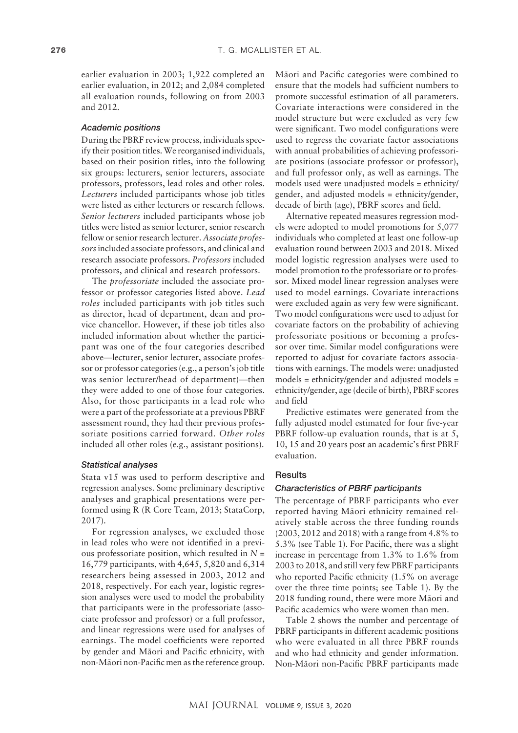earlier evaluation in 2003; 1,922 completed an earlier evaluation, in 2012; and 2,084 completed all evaluation rounds, following on from 2003 and 2012.

### *Academic positions*

During the PBRF review process, individuals specify their position titles. We reorganised individuals, based on their position titles, into the following six groups: lecturers, senior lecturers, associate professors, professors, lead roles and other roles. *Lecturers* included participants whose job titles were listed as either lecturers or research fellows. *Senior lecturers* included participants whose job titles were listed as senior lecturer, senior research fellow or senior research lecturer. *Associate professors* included associate professors, and clinical and research associate professors. *Professors* included professors, and clinical and research professors.

The *professoriate* included the associate professor or professor categories listed above. *Lead roles* included participants with job titles such as director, head of department, dean and pro-vice chancellor. However, if these job titles also included information about whether the participant was one of the four categories described above—lecturer, senior lecturer, associate professor or professor categories (e.g., a person's job title was senior lecturer/head of department)—then they were added to one of those four categories. Also, for those participants in a lead role who were a part of the professoriate at a previous PBRF assessment round, they had their previous professoriate positions carried forward. *Other roles* included all other roles (e.g., assistant positions).

### *Statistical analyses*

Stata v15 was used to perform descriptive and regression analyses. Some preliminary descriptive analyses and graphical presentations were performed using R (R Core Team, 2013; StataCorp, 2017).

For regression analyses, we excluded those in lead roles who were not identified in a previous professoriate position, which resulted in $N$ = 16,779 participants, with 4,645, 5,820 and 6,314 researchers being assessed in 2003, 2012 and 2018, respectively. For each year, logistic regression analyses were used to model the probability that participants were in the professoriate (associate professor and professor) or a full professor, and linear regressions were used for analyses of earnings. The model coefficients were reported by gender and Māori and Pacific ethnicity, with non-Māori non-Pacific men as the reference group. Māori and Pacific categories were combined to ensure that the models had sufficient numbers to promote successful estimation of all parameters. Covariate interactions were considered in the model structure but were excluded as very few were significant. Two model configurations were used to regress the covariate factor associations with annual probabilities of achieving professoriate positions (associate professor or professor), and full professor only, as well as earnings. The models used were unadjusted models = ethnicity/gender, and adjusted models = ethnicity/gender, decade of birth (age), PBRF scores and field.

Alternative repeated measures regression models were adopted to model promotions for 5,077 individuals who completed at least one follow-up evaluation round between 2003 and 2018. Mixed model logistic regression analyses were used to model promotion to the professoriate or to professor. Mixed model linear regression analyses were used to model earnings. Covariate interactions were excluded again as very few were significant. Two model configurations were used to adjust for covariate factors on the probability of achieving professoriate positions or becoming a professor over time. Similar model configurations were reported to adjust for covariate factors associations with earnings. The models were: unadjusted models = ethnicity/gender and adjusted models = ethnicity/gender, age (decile of birth), PBRF scores and field

Predictive estimates were generated from the fully adjusted model estimated for four five-year PBRF follow-up evaluation rounds, that is at 5, 10, 15 and 20 years post an academic's first PBRF evaluation.

## Results

### *Characteristics of PBRF participants*

The percentage of PBRF participants who ever reported having Māori ethnicity remained relatively stable across the three funding rounds (2003, 2012 and 2018) with a range from 4.8% to 5.3% (see Table 1). For Pacific, there was a slight increase in percentage from 1.3% to 1.6% from 2003 to 2018, and still very few PBRF participants who reported Pacific ethnicity (1.5% on average over the three time points; see Table 1). By the 2018 funding round, there were more Māori and Pacific academics who were women than men.

Table 2 shows the number and percentage of PBRF participants in different academic positions who were evaluated in all three PBRF rounds and who had ethnicity and gender information. Non-Māori non-Pacific PBRF participants made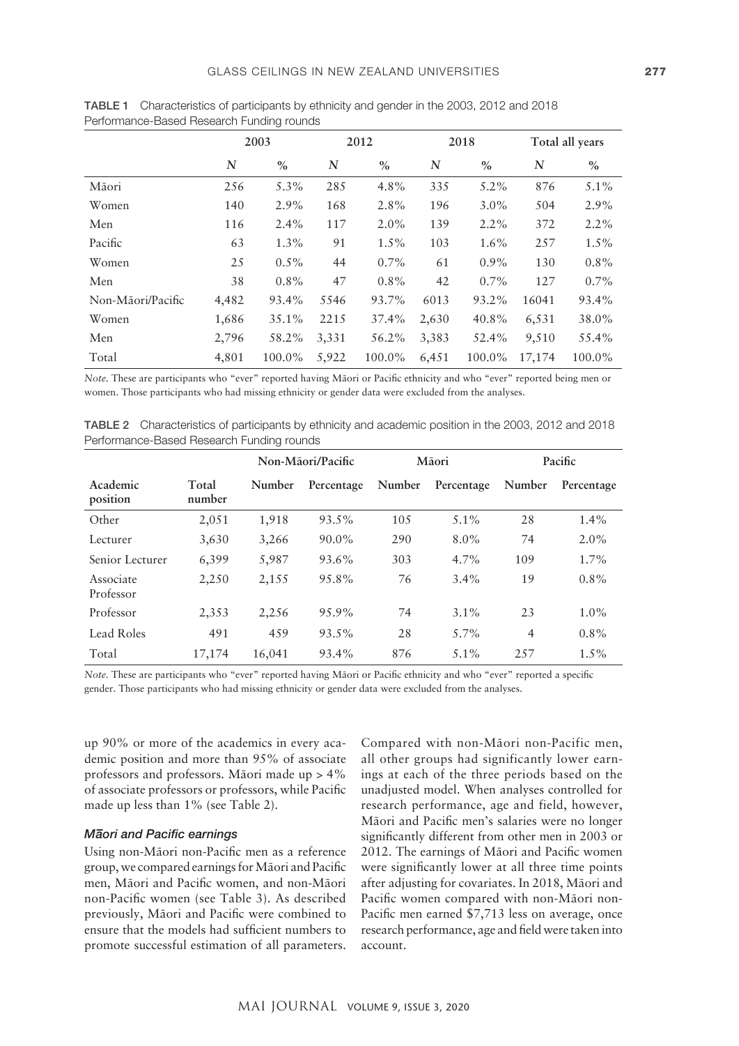**TABLE 1** Characteristics of participants by ethnicity and gender in the 2003, 2012 and 2018 Performance-Based Research Funding rounds

| | 2003 | | 2012 | | 2018 | | Total all years | |
|---|---|---|---|---|---|---|---|---|
| | *N* | % | *N* | % | *N* | % | *N* | % |
| Māori | 256 | 5.3% | 285 | 4.8% | 335 | 5.2% | 876 | 5.1% |
| Women | 140 | 2.9% | 168 | 2.8% | 196 | 3.0% | 504 | 2.9% |
| Men | 116 | 2.4% | 117 | 2.0% | 139 | 2.2% | 372 | 2.2% |
| Pacific | 63 | 1.3% | 91 | 1.5% | 103 | 1.6% | 257 | 1.5% |
| Women | 25 | 0.5% | 44 | 0.7% | 61 | 0.9% | 130 | 0.8% |
| Men | 38 | 0.8% | 47 | 0.8% | 42 | 0.7% | 127 | 0.7% |
| Non-Māori/Pacific | 4,482 | 93.4% | 5546 | 93.7% | 6013 | 93.2% | 16041 | 93.4% |
| Women | 1,686 | 35.1% | 2215 | 37.4% | 2,630 | 40.8% | 6,531 | 38.0% |
| Men | 2,796 | 58.2% | 3,331 | 56.2% | 3,383 | 52.4% | 9,510 | 55.4% |
| Total | 4,801 | 100.0% | 5,922 | 100.0% | 6,451 | 100.0% | 17,174 | 100.0% |

*Note.* These are participants who "ever" reported having Māori or Pacific ethnicity and who "ever" reported being men or women. Those participants who had missing ethnicity or gender data were excluded from the analyses.

**TABLE 2** Characteristics of participants by ethnicity and academic position in the 2003, 2012 and 2018 Performance-Based Research Funding rounds

| | | Non-Māori/Pacific | | Māori | | Pacific | |
|---|---|---|---|---|---|---|---|
| Academic position | Total number | Number | Percentage | Number | Percentage | Number | Percentage |
| Other | 2,051 | 1,918 | 93.5% | 105 | 5.1% | 28 | 1.4% |
| Lecturer | 3,630 | 3,266 | 90.0% | 290 | 8.0% | 74 | 2.0% |
| Senior Lecturer | 6,399 | 5,987 | 93.6% | 303 | 4.7% | 109 | 1.7% |
| Associate Professor | 2,250 | 2,155 | 95.8% | 76 | 3.4% | 19 | 0.8% |
| Professor | 2,353 | 2,256 | 95.9% | 74 | 3.1% | 23 | 1.0% |
| Lead Roles | 491 | 459 | 93.5% | 28 | 5.7% | 4 | 0.8% |
| Total | 17,174 | 16,041 | 93.4% | 876 | 5.1% | 257 | 1.5% |

*Note.* These are participants who "ever" reported having Māori or Pacific ethnicity and who "ever" reported a specific gender. Those participants who had missing ethnicity or gender data were excluded from the analyses.

up 90% or more of the academics in every academic position and more than 95% of associate professors and professors. Māori made up > 4% of associate professors or professors, while Pacific made up less than 1% (see Table 2).

### *Māori and Pacific earnings*

Using non-Māori non-Pacific men as a reference group, we compared earnings for Māori and Pacific men, Māori and Pacific women, and non-Māori non-Pacific women (see Table 3). As described previously, Māori and Pacific were combined to ensure that the models had sufficient numbers to promote successful estimation of all parameters. Compared with non-Māori non-Pacific men, all other groups had significantly lower earnings at each of the three periods based on the unadjusted model. When analyses controlled for research performance, age and field, however, Māori and Pacific men's salaries were no longer significantly different from other men in 2003 or 2012. The earnings of Māori and Pacific women were significantly lower at all three time points after adjusting for covariates. In 2018, Māori and Pacific women compared with non-Māori non-Pacific men earned $7,713 less on average, once research performance, age and field were taken into account.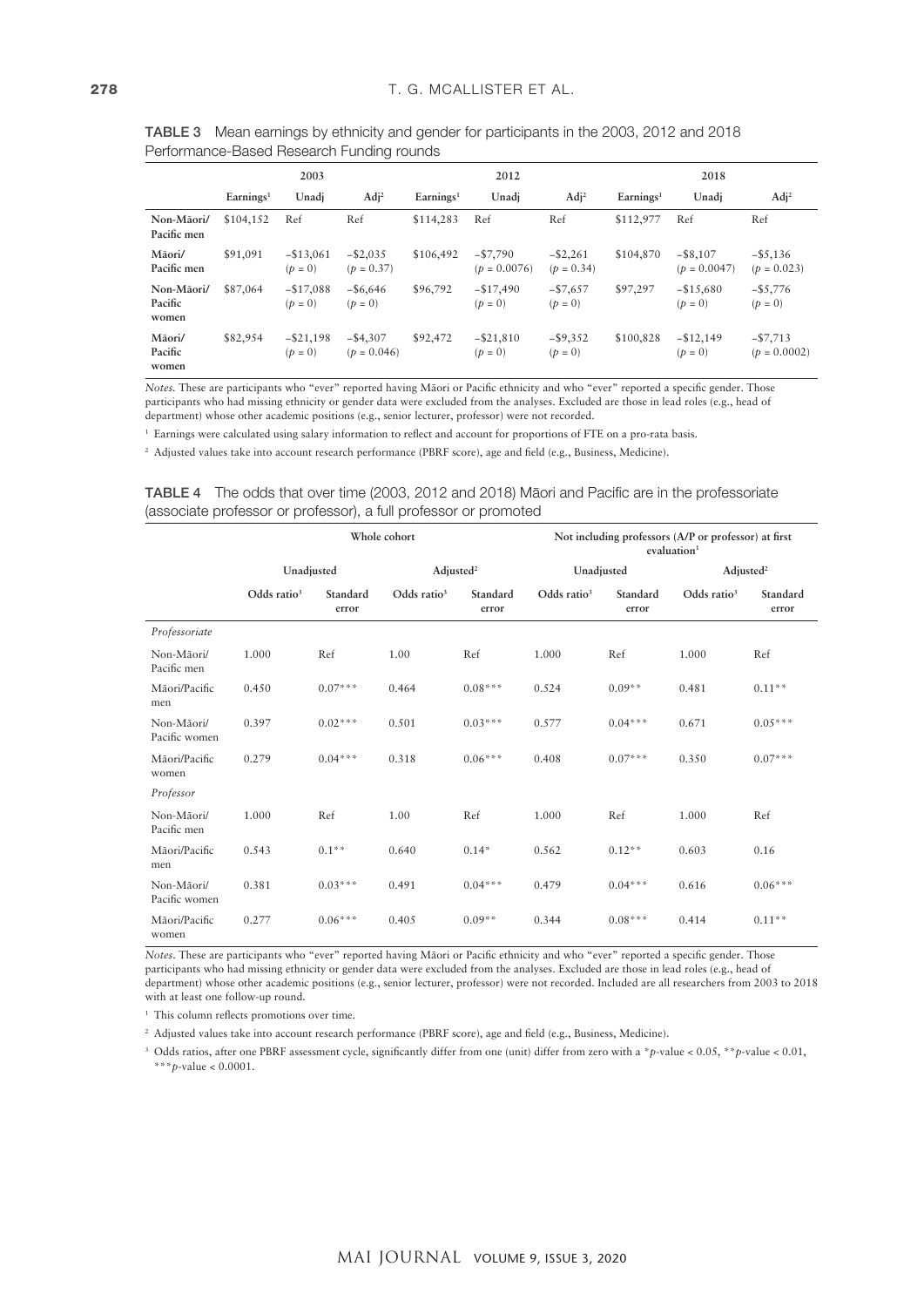**TABLE 3** Mean earnings by ethnicity and gender for participants in the 2003, 2012 and 2018 Performance-Based Research Funding rounds

| | 2003 | | | 2012 | | | 2018 | | |
|---|---|---|---|---|---|---|---|---|---|
| | Earnings[1] | Unadj | Adj[2] | Earnings[1] | Unadj | Adj[2] | Earnings[1] | Unadj | Adj[2] |
| **Non-Māori/ Pacific men** | \$104,152 | Ref | Ref | \$114,283 | Ref | Ref | \$112,977 | Ref | Ref |
| **Māori/ Pacific men** | \$91,091 | −\$13,061 ($p = 0$) | −\$2,035 ($p = 0.37$) | \$106,492 | −\$7,790 ($p = 0.0076$) | −\$2,261 ($p = 0.34$) | \$104,870 | −\$8,107 ($p = 0.0047$) | −\$5,136 ($p = 0.023$) |
| **Non-Māori/ Pacific women** | \$87,064 | −\$17,088 ($p = 0$) | −\$6,646 ($p = 0$) | \$96,792 | −\$17,490 ($p = 0$) | −\$7,657 ($p = 0$) | \$97,297 | −\$15,680 ($p = 0$) | −\$5,776 ($p = 0$) |
| **Māori/ Pacific women** | \$82,954 | −\$21,198 ($p = 0$) | −\$4,307 ($p = 0.046$) | \$92,472 | −\$21,810 ($p = 0$) | −\$9,352 ($p = 0$) | \$100,828 | −\$12,149 ($p = 0$) | −\$7,713 ($p = 0.0002$) |

*Notes*. These are participants who "ever" reported having Māori or Pacific ethnicity and who "ever" reported a specific gender. Those participants who had missing ethnicity or gender data were excluded from the analyses. Excluded are those in lead roles (e.g., head of department) whose other academic positions (e.g., senior lecturer, professor) were not recorded.

[1] Earnings were calculated using salary information to reflect and account for proportions of FTE on a pro-rata basis.

[2] Adjusted values take into account research performance (PBRF score), age and field (e.g., Business, Medicine).

**TABLE 4** The odds that over time (2003, 2012 and 2018) Māori and Pacific are in the professoriate (associate professor or professor), a full professor or promoted

| | Whole cohort | | | | Not including professors (A/P or professor) at first evaluation[1] | | | |
|---|---|---|---|---|---|---|---|---|
| | Unadjusted | | Adjusted[2] | | Unadjusted | | Adjusted[2] | |
| | Odds ratio[3] | Standard error | Odds ratio[3] | Standard error | Odds ratio[3] | Standard error | Odds ratio[3] | Standard error |
| *Professoriate* | | | | | | | | |
| Non-Māori/ Pacific men | 1.000 | Ref | 1.00 | Ref | 1.000 | Ref | 1.000 | Ref |
| Māori/Pacific men | 0.450 | 0.07*** | 0.464 | 0.08*** | 0.524 | 0.09** | 0.481 | 0.11** |
| Non-Māori/ Pacific women | 0.397 | 0.02*** | 0.501 | 0.03*** | 0.577 | 0.04*** | 0.671 | 0.05*** |
| Māori/Pacific women | 0.279 | 0.04*** | 0.318 | 0.06*** | 0.408 | 0.07*** | 0.350 | 0.07*** |
| *Professor* | | | | | | | | |
| Non-Māori/ Pacific men | 1.000 | Ref | 1.00 | Ref | 1.000 | Ref | 1.000 | Ref |
| Māori/Pacific men | 0.543 | 0.1** | 0.640 | 0.14* | 0.562 | 0.12** | 0.603 | 0.16 |
| Non-Māori/ Pacific women | 0.381 | 0.03*** | 0.491 | 0.04*** | 0.479 | 0.04*** | 0.616 | 0.06*** |
| Māori/Pacific women | 0.277 | 0.06*** | 0.405 | 0.09** | 0.344 | 0.08*** | 0.414 | 0.11** |

*Notes*. These are participants who "ever" reported having Māori or Pacific ethnicity and who "ever" reported a specific gender. Those participants who had missing ethnicity or gender data were excluded from the analyses. Excluded are those in lead roles (e.g., head of department) whose other academic positions (e.g., senior lecturer, professor) were not recorded. Included are all researchers from 2003 to 2018 with at least one follow-up round.

[1] This column reflects promotions over time.

[2] Adjusted values take into account research performance (PBRF score), age and field (e.g., Business, Medicine).

[3] Odds ratios, after one PBRF assessment cycle, significantly differ from one (unit) differ from zero with a *$p$-value < 0.05, **$p$-value < 0.01, ***$p$-value < 0.0001.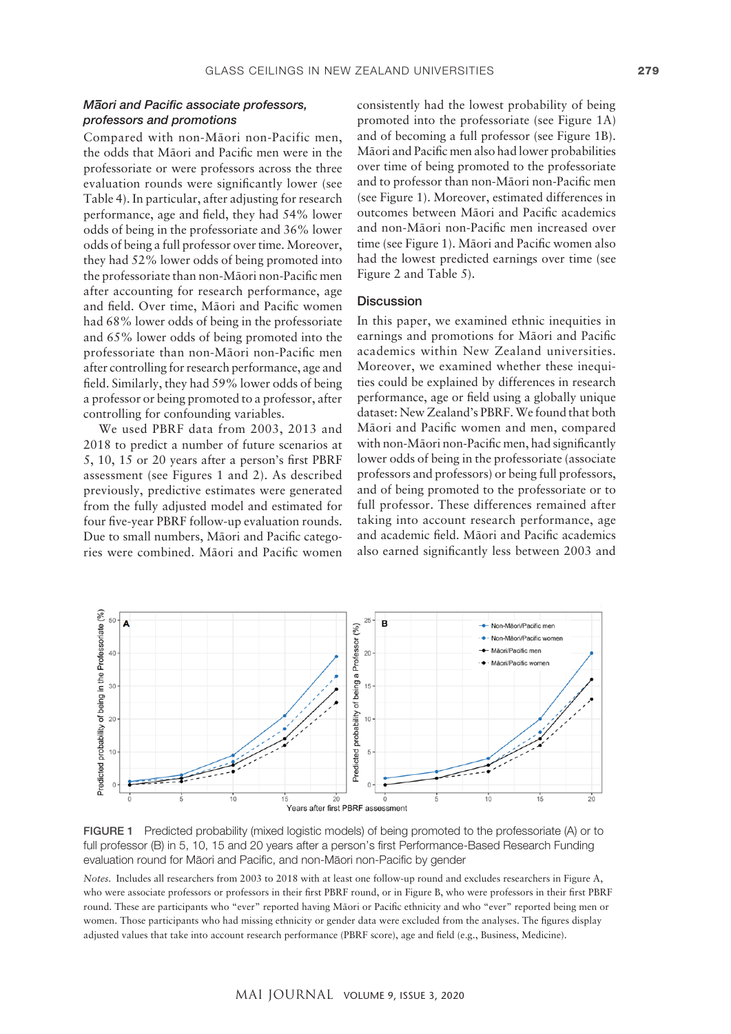### *Māori and Pacific associate professors, professors and promotions*

Compared with non-Māori non-Pacific men, the odds that Māori and Pacific men were in the professoriate or were professors across the three evaluation rounds were significantly lower (see Table 4). In particular, after adjusting for research performance, age and field, they had 54% lower odds of being in the professoriate and 36% lower odds of being a full professor over time. Moreover, they had 52% lower odds of being promoted into the professoriate than non-Māori non-Pacific men after accounting for research performance, age and field. Over time, Māori and Pacific women had 68% lower odds of being in the professoriate and 65% lower odds of being promoted into the professoriate than non-Māori non-Pacific men after controlling for research performance, age and field. Similarly, they had 59% lower odds of being a professor or being promoted to a professor, after controlling for confounding variables.

We used PBRF data from 2003, 2013 and 2018 to predict a number of future scenarios at 5, 10, 15 or 20 years after a person's first PBRF assessment (see Figures 1 and 2). As described previously, predictive estimates were generated from the fully adjusted model and estimated for four five-year PBRF follow-up evaluation rounds. Due to small numbers, Māori and Pacific categories were combined. Māori and Pacific women consistently had the lowest probability of being promoted into the professoriate (see Figure 1A) and of becoming a full professor (see Figure 1B). Māori and Pacific men also had lower probabilities over time of being promoted to the professoriate and to professor than non-Māori non-Pacific men (see Figure 1). Moreover, estimated differences in outcomes between Māori and Pacific academics and non-Māori non-Pacific men increased over time (see Figure 1). Māori and Pacific women also had the lowest predicted earnings over time (see Figure 2 and Table 5).

## Discussion

In this paper, we examined ethnic inequities in earnings and promotions for Māori and Pacific academics within New Zealand universities. Moreover, we examined whether these inequities could be explained by differences in research performance, age or field using a globally unique dataset: New Zealand's PBRF. We found that both Māori and Pacific women and men, compared with non-Māori non-Pacific men, had significantly lower odds of being in the professoriate (associate professors and professors) or being full professors, and of being promoted to the professoriate or to full professor. These differences remained after taking into account research performance, age and academic field. Māori and Pacific academics also earned significantly less between 2003 and

FIGURE 1 Predicted probability (mixed logistic models) of being promoted to the professoriate (A) or to full professor (B) in 5, 10, 15 and 20 years after a person's first Performance-Based Research Funding evaluation round for Māori and Pacific, and non-Māori non-Pacific by gender

*Notes.* Includes all researchers from 2003 to 2018 with at least one follow-up round and excludes researchers in Figure A, who were associate professors or professors in their first PBRF round, or in Figure B, who were professors in their first PBRF round. These are participants who "ever" reported having Māori or Pacific ethnicity and who "ever" reported being men or women. Those participants who had missing ethnicity or gender data were excluded from the analyses. The figures display adjusted values that take into account research performance (PBRF score), age and field (e.g., Business, Medicine).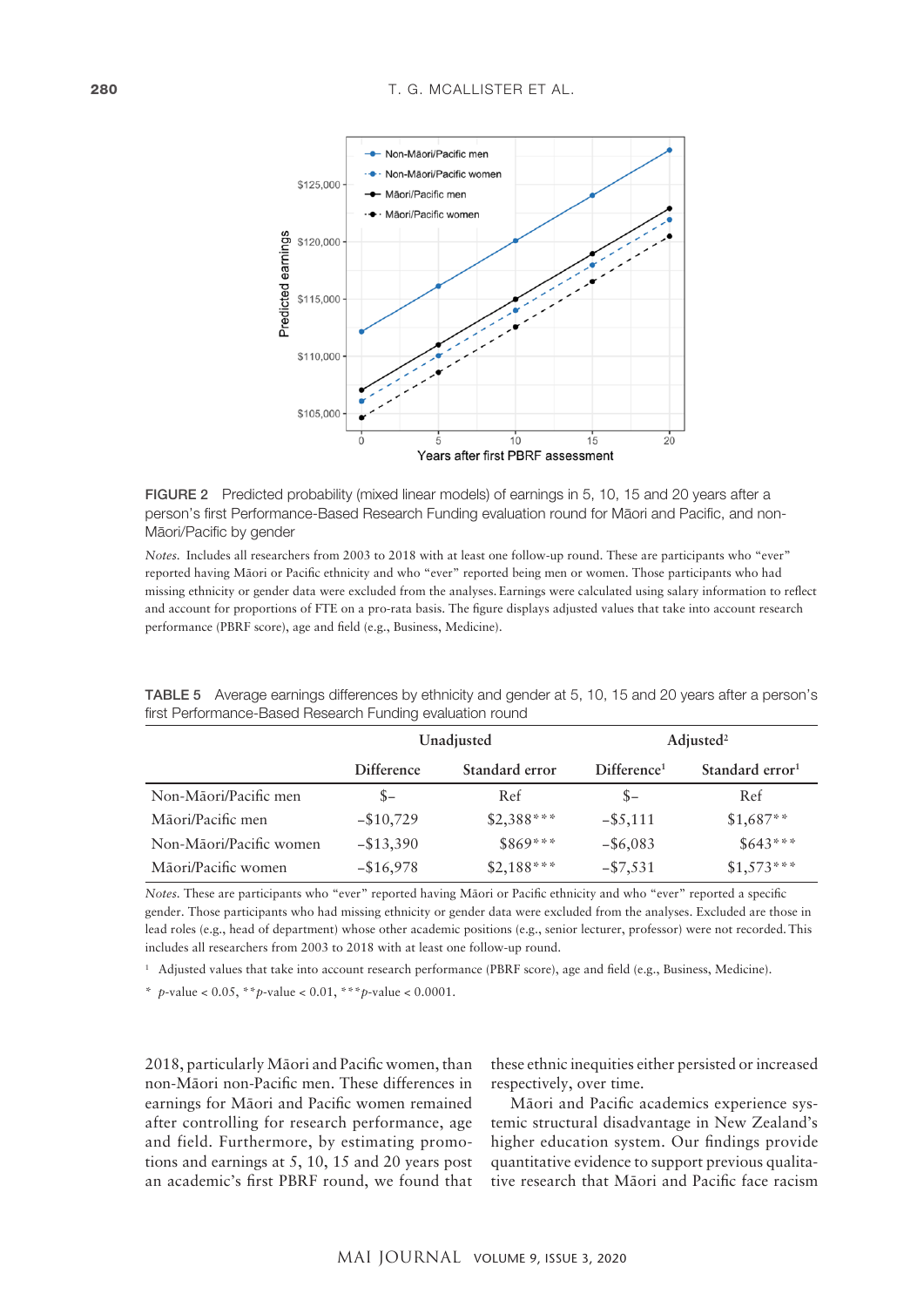FIGURE 2 Predicted probability (mixed linear models) of earnings in 5, 10, 15 and 20 years after a person's first Performance-Based Research Funding evaluation round for Māori and Pacific, and non-Māori/Pacific by gender

*Notes.* Includes all researchers from 2003 to 2018 with at least one follow-up round. These are participants who "ever" reported having Māori or Pacific ethnicity and who "ever" reported being men or women. Those participants who had missing ethnicity or gender data were excluded from the analyses. Earnings were calculated using salary information to reflect and account for proportions of FTE on a pro-rata basis. The figure displays adjusted values that take into account research performance (PBRF score), age and field (e.g., Business, Medicine).

TABLE 5 Average earnings differences by ethnicity and gender at 5, 10, 15 and 20 years after a person's first Performance-Based Research Funding evaluation round

| | Unadjusted | | Adjusted[2] | |
|---|---|---|---|---|
| | Difference | Standard error | Difference[1] | Standard error[1] |
| Non-Māori/Pacific men | $– | Ref | $– | Ref |
| Māori/Pacific men | –$10,729 | $2,388*** | –$5,111 | $1,687** |
| Non-Māori/Pacific women | –$13,390 | $869*** | –$6,083 | $643*** |
| Māori/Pacific women | –$16,978 | $2,188*** | –$7,531 | $1,573*** |

*Notes.* These are participants who "ever" reported having Māori or Pacific ethnicity and who "ever" reported a specific gender. Those participants who had missing ethnicity or gender data were excluded from the analyses. Excluded are those in lead roles (e.g., head of department) whose other academic positions (e.g., senior lecturer, professor) were not recorded. This includes all researchers from 2003 to 2018 with at least one follow-up round.

[1] Adjusted values that take into account research performance (PBRF score), age and field (e.g., Business, Medicine).

\* $p$-value < 0.05, \*\*$p$-value < 0.01, \*\*\*$p$-value < 0.0001.

2018, particularly Māori and Pacific women, than non-Māori non-Pacific men. These differences in earnings for Māori and Pacific women remained after controlling for research performance, age and field. Furthermore, by estimating promotions and earnings at 5, 10, 15 and 20 years post an academic's first PBRF round, we found that these ethnic inequities either persisted or increased respectively, over time.

Māori and Pacific academics experience systemic structural disadvantage in New Zealand's higher education system. Our findings provide quantitative evidence to support previous qualitative research that Māori and Pacific face racism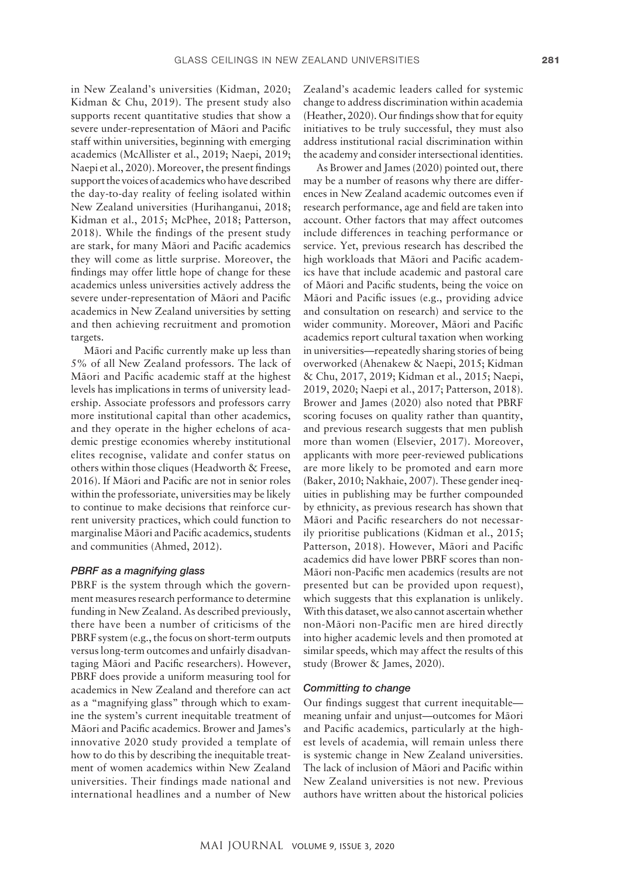in New Zealand's universities (Kidman, 2020; Kidman & Chu, 2019). The present study also supports recent quantitative studies that show a severe under-representation of Māori and Pacific staff within universities, beginning with emerging academics (McAllister et al., 2019; Naepi, 2019; Naepi et al., 2020). Moreover, the present findings support the voices of academics who have described the day-to-day reality of feeling isolated within New Zealand universities (Hurihanganui, 2018; Kidman et al., 2015; McPhee, 2018; Patterson, 2018). While the findings of the present study are stark, for many Māori and Pacific academics they will come as little surprise. Moreover, the findings may offer little hope of change for these academics unless universities actively address the severe under-representation of Māori and Pacific academics in New Zealand universities by setting and then achieving recruitment and promotion targets.

Māori and Pacific currently make up less than 5% of all New Zealand professors. The lack of Māori and Pacific academic staff at the highest levels has implications in terms of university leadership. Associate professors and professors carry more institutional capital than other academics, and they operate in the higher echelons of academic prestige economies whereby institutional elites recognise, validate and confer status on others within those cliques (Headworth & Freese, 2016). If Māori and Pacific are not in senior roles within the professoriate, universities may be likely to continue to make decisions that reinforce current university practices, which could function to marginalise Māori and Pacific academics, students and communities (Ahmed, 2012).

### *PBRF as a magnifying glass*

PBRF is the system through which the government measures research performance to determine funding in New Zealand. As described previously, there have been a number of criticisms of the PBRF system (e.g., the focus on short-term outputs versus long-term outcomes and unfairly disadvantaging Māori and Pacific researchers). However, PBRF does provide a uniform measuring tool for academics in New Zealand and therefore can act as a "magnifying glass" through which to examine the system's current inequitable treatment of Māori and Pacific academics. Brower and James's innovative 2020 study provided a template of how to do this by describing the inequitable treatment of women academics within New Zealand universities. Their findings made national and international headlines and a number of New Zealand's academic leaders called for systemic change to address discrimination within academia (Heather, 2020). Our findings show that for equity initiatives to be truly successful, they must also address institutional racial discrimination within the academy and consider intersectional identities.

As Brower and James (2020) pointed out, there may be a number of reasons why there are differences in New Zealand academic outcomes even if research performance, age and field are taken into account. Other factors that may affect outcomes include differences in teaching performance or service. Yet, previous research has described the high workloads that Māori and Pacific academics have that include academic and pastoral care of Māori and Pacific students, being the voice on Māori and Pacific issues (e.g., providing advice and consultation on research) and service to the wider community. Moreover, Māori and Pacific academics report cultural taxation when working in universities—repeatedly sharing stories of being overworked (Ahenakew & Naepi, 2015; Kidman & Chu, 2017, 2019; Kidman et al., 2015; Naepi, 2019, 2020; Naepi et al., 2017; Patterson, 2018). Brower and James (2020) also noted that PBRF scoring focuses on quality rather than quantity, and previous research suggests that men publish more than women (Elsevier, 2017). Moreover, applicants with more peer-reviewed publications are more likely to be promoted and earn more (Baker, 2010; Nakhaie, 2007). These gender inequities in publishing may be further compounded by ethnicity, as previous research has shown that Māori and Pacific researchers do not necessarily prioritise publications (Kidman et al., 2015; Patterson, 2018). However, Māori and Pacific academics did have lower PBRF scores than non-Māori non-Pacific men academics (results are not presented but can be provided upon request), which suggests that this explanation is unlikely. With this dataset, we also cannot ascertain whether non-Māori non-Pacific men are hired directly into higher academic levels and then promoted at similar speeds, which may affect the results of this study (Brower & James, 2020).

### *Committing to change*

Our findings suggest that current inequitable—meaning unfair and unjust—outcomes for Māori and Pacific academics, particularly at the highest levels of academia, will remain unless there is systemic change in New Zealand universities. The lack of inclusion of Māori and Pacific within New Zealand universities is not new. Previous authors have written about the historical policies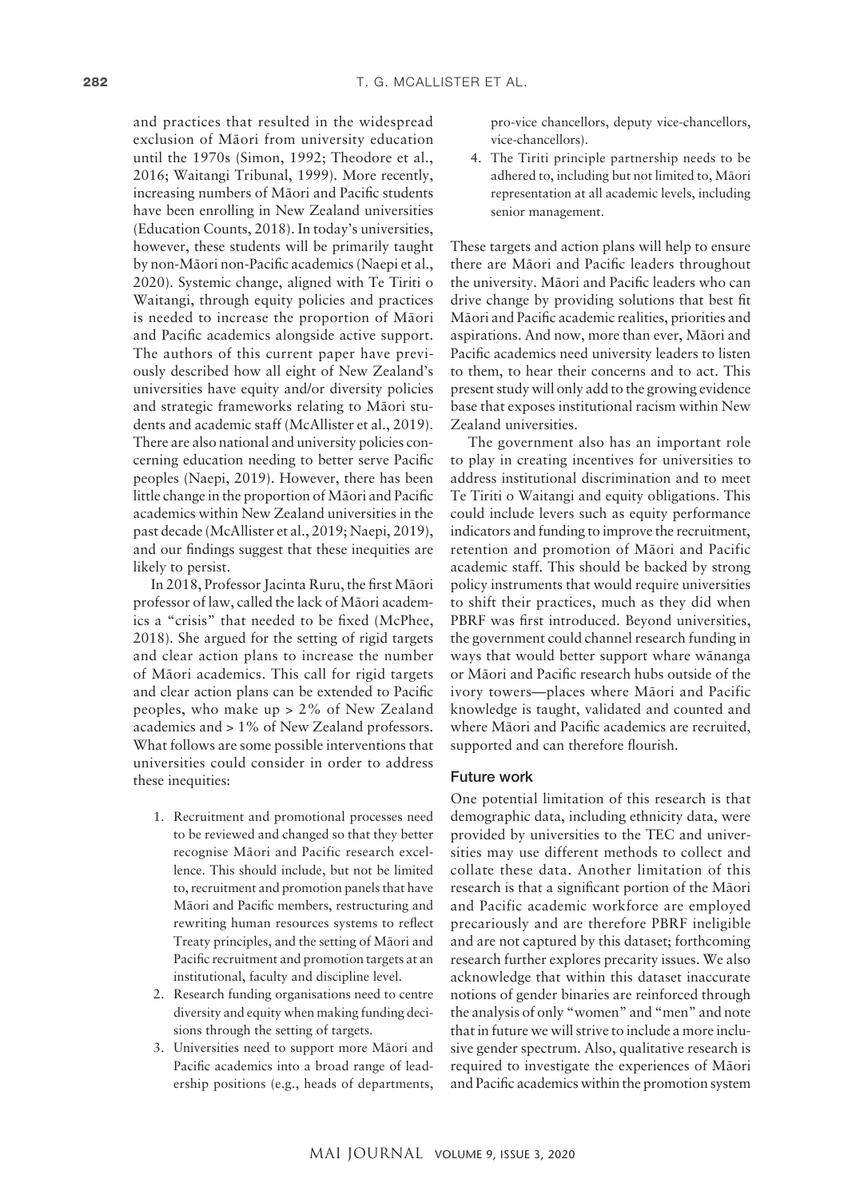and practices that resulted in the widespread exclusion of Māori from university education until the 1970s (Simon, 1992; Theodore et al., 2016; Waitangi Tribunal, 1999). More recently, increasing numbers of Māori and Pacific students have been enrolling in New Zealand universities (Education Counts, 2018). In today's universities, however, these students will be primarily taught by non-Māori non-Pacific academics (Naepi et al., 2020). Systemic change, aligned with Te Tiriti o Waitangi, through equity policies and practices is needed to increase the proportion of Māori and Pacific academics alongside active support. The authors of this current paper have previously described how all eight of New Zealand's universities have equity and/or diversity policies and strategic frameworks relating to Māori students and academic staff (McAllister et al., 2019). There are also national and university policies concerning education needing to better serve Pacific peoples (Naepi, 2019). However, there has been little change in the proportion of Māori and Pacific academics within New Zealand universities in the past decade (McAllister et al., 2019; Naepi, 2019), and our findings suggest that these inequities are likely to persist.

In 2018, Professor Jacinta Ruru, the first Māori professor of law, called the lack of Māori academics a "crisis" that needed to be fixed (McPhee, 2018). She argued for the setting of rigid targets and clear action plans to increase the number of Māori academics. This call for rigid targets and clear action plans can be extended to Pacific peoples, who make up > 2% of New Zealand academics and > 1% of New Zealand professors. What follows are some possible interventions that universities could consider in order to address these inequities:

1. Recruitment and promotional processes need to be reviewed and changed so that they better recognise Māori and Pacific research excellence. This should include, but not be limited to, recruitment and promotion panels that have Māori and Pacific members, restructuring and rewriting human resources systems to reflect Treaty principles, and the setting of Māori and Pacific recruitment and promotion targets at an institutional, faculty and discipline level.
2. Research funding organisations need to centre diversity and equity when making funding decisions through the setting of targets.
3. Universities need to support more Māori and Pacific academics into a broad range of leadership positions (e.g., heads of departments, pro-vice chancellors, deputy vice-chancellors, vice-chancellors).
4. The Tiriti principle partnership needs to be adhered to, including but not limited to, Māori representation at all academic levels, including senior management.

These targets and action plans will help to ensure there are Māori and Pacific leaders throughout the university. Māori and Pacific leaders who can drive change by providing solutions that best fit Māori and Pacific academic realities, priorities and aspirations. And now, more than ever, Māori and Pacific academics need university leaders to listen to them, to hear their concerns and to act. This present study will only add to the growing evidence base that exposes institutional racism within New Zealand universities.

The government also has an important role to play in creating incentives for universities to address institutional discrimination and to meet Te Tiriti o Waitangi and equity obligations. This could include levers such as equity performance indicators and funding to improve the recruitment, retention and promotion of Māori and Pacific academic staff. This should be backed by strong policy instruments that would require universities to shift their practices, much as they did when PBRF was first introduced. Beyond universities, the government could channel research funding in ways that would better support whare wānanga or Māori and Pacific research hubs outside of the ivory towers—places where Māori and Pacific knowledge is taught, validated and counted and where Māori and Pacific academics are recruited, supported and can therefore flourish.

### Future work

One potential limitation of this research is that demographic data, including ethnicity data, were provided by universities to the TEC and universities may use different methods to collect and collate these data. Another limitation of this research is that a significant portion of the Māori and Pacific academic workforce are employed precariously and are therefore PBRF ineligible and are not captured by this dataset; forthcoming research further explores precarity issues. We also acknowledge that within this dataset inaccurate notions of gender binaries are reinforced through the analysis of only "women" and "men" and note that in future we will strive to include a more inclusive gender spectrum. Also, qualitative research is required to investigate the experiences of Māori and Pacific academics within the promotion system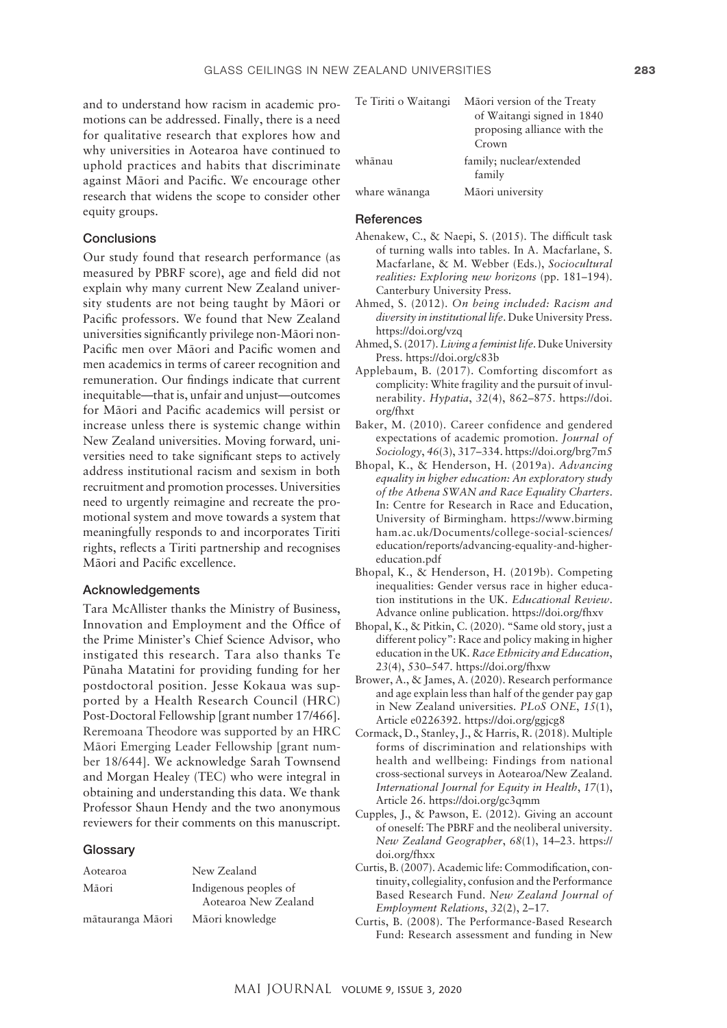and to understand how racism in academic promotions can be addressed. Finally, there is a need for qualitative research that explores how and why universities in Aotearoa have continued to uphold practices and habits that discriminate against Māori and Pacific. We encourage other research that widens the scope to consider other equity groups.

## Conclusions

Our study found that research performance (as measured by PBRF score), age and field did not explain why many current New Zealand university students are not being taught by Māori or Pacific professors. We found that New Zealand universities significantly privilege non-Māori non-Pacific men over Māori and Pacific women and men academics in terms of career recognition and remuneration. Our findings indicate that current inequitable—that is, unfair and unjust—outcomes for Māori and Pacific academics will persist or increase unless there is systemic change within New Zealand universities. Moving forward, universities need to take significant steps to actively address institutional racism and sexism in both recruitment and promotion processes. Universities need to urgently reimagine and recreate the promotional system and move towards a system that meaningfully responds to and incorporates Tiriti rights, reflects a Tiriti partnership and recognises Māori and Pacific excellence.

## Acknowledgements

Tara McAllister thanks the Ministry of Business, Innovation and Employment and the Office of the Prime Minister's Chief Science Advisor, who instigated this research. Tara also thanks Te Pūnaha Matatini for providing funding for her postdoctoral position. Jesse Kokaua was supported by a Health Research Council (HRC) Post-Doctoral Fellowship [grant number 17/466]. Reremoana Theodore was supported by an HRC Māori Emerging Leader Fellowship [grant number 18/644]. We acknowledge Sarah Townsend and Morgan Healey (TEC) who were integral in obtaining and understanding this data. We thank Professor Shaun Hendy and the two anonymous reviewers for their comments on this manuscript.

## Glossary

| | |
|---|---|
| Aotearoa | New Zealand |
| Māori | Indigenous peoples of Aotearoa New Zealand |
| mātauranga Māori | Māori knowledge |
| Te Tiriti o Waitangi | Māori version of the Treaty of Waitangi signed in 1840 proposing alliance with the Crown |
| whānau | family; nuclear/extended family |
| whare wānanga | Māori university |

## References

Ahenakew, C., & Naepi, S. (2015). The difficult task of turning walls into tables. In A. Macfarlane, S. Macfarlane, & M. Webber (Eds.), *Sociocultural realities: Exploring new horizons* (pp. 181–194). Canterbury University Press.

Ahmed, S. (2012). *On being included: Racism and diversity in institutional life*. Duke University Press. https://doi.org/vzq

Ahmed, S. (2017). *Living a feminist life*. Duke University Press. https://doi.org/c83b

Applebaum, B. (2017). Comforting discomfort as complicity: White fragility and the pursuit of invulnerability. *Hypatia*, *32*(4), 862–875. https://doi.org/fhxt

Baker, M. (2010). Career confidence and gendered expectations of academic promotion. *Journal of Sociology*, *46*(3), 317–334. https://doi.org/brg7m5

Bhopal, K., & Henderson, H. (2019a). *Advancing equality in higher education: An exploratory study of the Athena SWAN and Race Equality Charters*. In: Centre for Research in Race and Education, University of Birmingham. https://www.birmingham.ac.uk/Documents/college-social-sciences/education/reports/advancing-equality-and-higher-education.pdf

Bhopal, K., & Henderson, H. (2019b). Competing inequalities: Gender versus race in higher education institutions in the UK. *Educational Review*. Advance online publication. https://doi.org/fhxv

Bhopal, K., & Pitkin, C. (2020). "Same old story, just a different policy": Race and policy making in higher education in the UK. *Race Ethnicity and Education*, *23*(4), 530–547. https://doi.org/fhxw

Brower, A., & James, A. (2020). Research performance and age explain less than half of the gender pay gap in New Zealand universities. *PLoS ONE*, *15*(1), Article e0226392. https://doi.org/ggjcg8

Cormack, D., Stanley, J., & Harris, R. (2018). Multiple forms of discrimination and relationships with health and wellbeing: Findings from national cross-sectional surveys in Aotearoa/New Zealand. *International Journal for Equity in Health*, *17*(1), Article 26. https://doi.org/gc3qmm

Cupples, J., & Pawson, E. (2012). Giving an account of oneself: The PBRF and the neoliberal university. *New Zealand Geographer*, *68*(1), 14–23. https://doi.org/fhxx

Curtis, B. (2007). Academic life: Commodification, continuity, collegiality, confusion and the Performance Based Research Fund. *New Zealand Journal of Employment Relations*, *32*(2), 2–17.

Curtis, B. (2008). The Performance-Based Research Fund: Research assessment and funding in New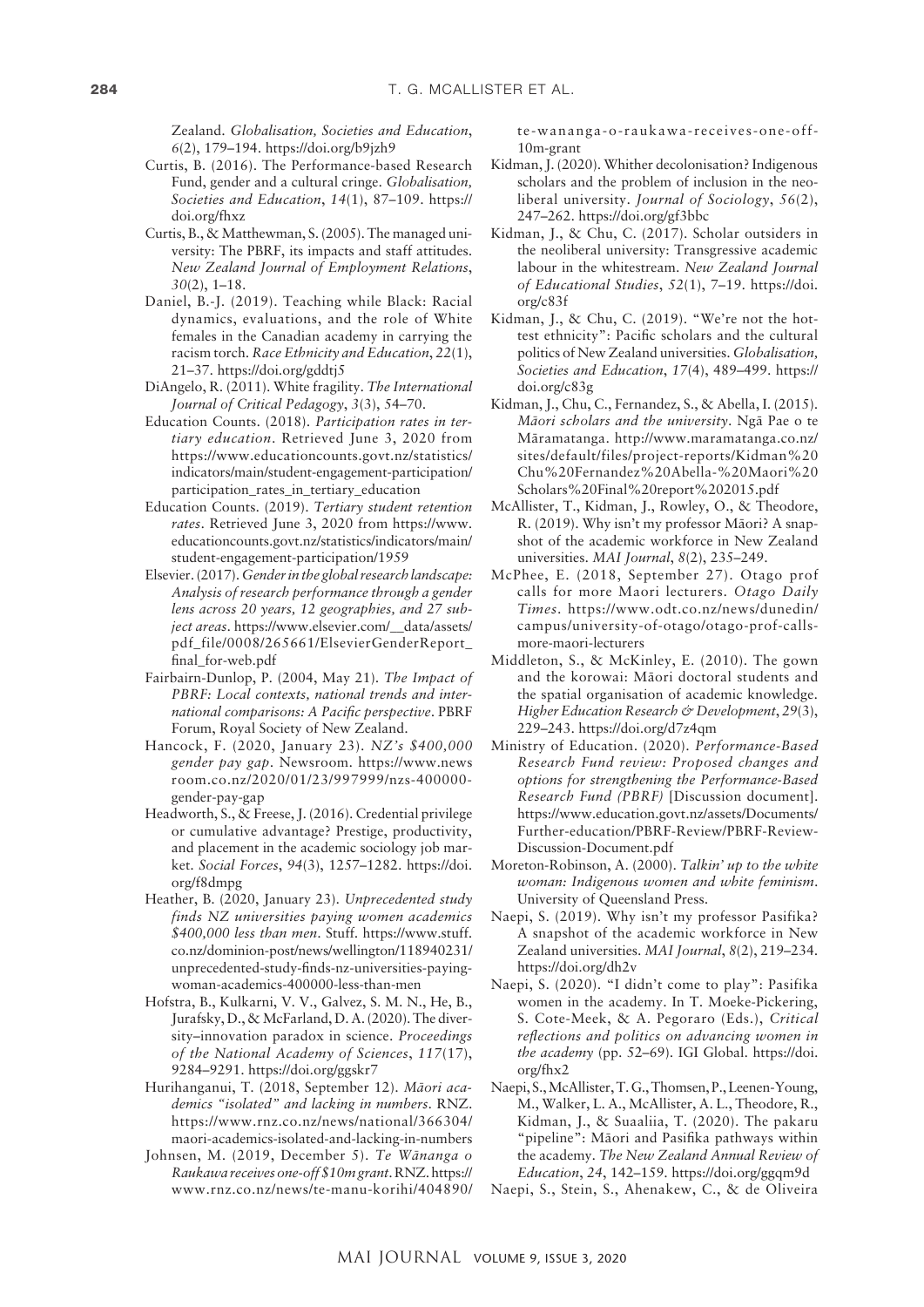Zealand. *Globalisation, Societies and Education*, *6*(2), 179–194. https://doi.org/b9jzh9

Curtis, B. (2016). The Performance-based Research Fund, gender and a cultural cringe. *Globalisation, Societies and Education*, *14*(1), 87–109. https://doi.org/fhxz

Curtis, B., & Matthewman, S. (2005). The managed university: The PBRF, its impacts and staff attitudes. *New Zealand Journal of Employment Relations*, *30*(2), 1–18.

Daniel, B.-J. (2019). Teaching while Black: Racial dynamics, evaluations, and the role of White females in the Canadian academy in carrying the racism torch. *Race Ethnicity and Education*, *22*(1), 21–37. https://doi.org/gddtj5

DiAngelo, R. (2011). White fragility. *The International Journal of Critical Pedagogy*, *3*(3), 54–70.

Education Counts. (2018). *Participation rates in tertiary education*. Retrieved June 3, 2020 from https://www.educationcounts.govt.nz/statistics/indicators/main/student-engagement-participation/participation_rates_in_tertiary_education

Education Counts. (2019). *Tertiary student retention rates*. Retrieved June 3, 2020 from https://www.educationcounts.govt.nz/statistics/indicators/main/student-engagement-participation/1959

Elsevier. (2017). *Gender in the global research landscape: Analysis of research performance through a gender lens across 20 years, 12 geographies, and 27 subject areas*. https://www.elsevier.com/__data/assets/pdf_file/0008/265661/ElsevierGenderReport_final_for-web.pdf

Fairbairn-Dunlop, P. (2004, May 21). *The Impact of PBRF: Local contexts, national trends and international comparisons: A Pacific perspective*. PBRF Forum, Royal Society of New Zealand.

Hancock, F. (2020, January 23). *NZ's $400,000 gender pay gap*. Newsroom. https://www.newsroom.co.nz/2020/01/23/997999/nzs-400000-gender-pay-gap

Headworth, S., & Freese, J. (2016). Credential privilege or cumulative advantage? Prestige, productivity, and placement in the academic sociology job market. *Social Forces*, *94*(3), 1257–1282. https://doi.org/f8dmpg

Heather, B. (2020, January 23). *Unprecedented study finds NZ universities paying women academics $400,000 less than men*. Stuff. https://www.stuff.co.nz/dominion-post/news/wellington/118940231/unprecedented-study-finds-nz-universities-paying-woman-academics-400000-less-than-men

Hofstra, B., Kulkarni, V. V., Galvez, S. M. N., He, B., Jurafsky, D., & McFarland, D. A. (2020). The diversity–innovation paradox in science. *Proceedings of the National Academy of Sciences*, *117*(17), 9284–9291. https://doi.org/ggskr7

Hurihanganui, T. (2018, September 12). *Māori academics "isolated" and lacking in numbers*. RNZ. https://www.rnz.co.nz/news/national/366304/maori-academics-isolated-and-lacking-in-numbers

Johnsen, M. (2019, December 5). *Te Wānanga o Raukawa receives one-off $10m grant*. RNZ. https://www.rnz.co.nz/news/te-manu-korihi/404890/te-wananga-o-raukawa-receives-one-off-10m-grant

Kidman, J. (2020). Whither decolonisation? Indigenous scholars and the problem of inclusion in the neoliberal university. *Journal of Sociology*, *56*(2), 247–262. https://doi.org/gf3bbc

Kidman, J., & Chu, C. (2017). Scholar outsiders in the neoliberal university: Transgressive academic labour in the whitestream. *New Zealand Journal of Educational Studies*, *52*(1), 7–19. https://doi.org/c83f

Kidman, J., & Chu, C. (2019). "We're not the hottest ethnicity": Pacific scholars and the cultural politics of New Zealand universities. *Globalisation, Societies and Education*, *17*(4), 489–499. https://doi.org/c83g

Kidman, J., Chu, C., Fernandez, S., & Abella, I. (2015). *Māori scholars and the university*. Ngā Pae o te Māramatanga. http://www.maramatanga.co.nz/sites/default/files/project-reports/Kidman%20Chu%20Fernandez%20Abella-%20Maori%20Scholars%20Final%20report%202015.pdf

McAllister, T., Kidman, J., Rowley, O., & Theodore, R. (2019). Why isn't my professor Māori? A snapshot of the academic workforce in New Zealand universities. *MAI Journal*, *8*(2), 235–249.

McPhee, E. (2018, September 27). Otago prof calls for more Maori lecturers. *Otago Daily Times*. https://www.odt.co.nz/news/dunedin/campus/university-of-otago/otago-prof-calls-more-maori-lecturers

Middleton, S., & McKinley, E. (2010). The gown and the korowai: Māori doctoral students and the spatial organisation of academic knowledge. *Higher Education Research & Development*, *29*(3), 229–243. https://doi.org/d7z4qm

Ministry of Education. (2020). *Performance-Based Research Fund review: Proposed changes and options for strengthening the Performance-Based Research Fund (PBRF)* [Discussion document]. https://www.education.govt.nz/assets/Documents/Further-education/PBRF-Review/PBRF-Review-Discussion-Document.pdf

Moreton-Robinson, A. (2000). *Talkin' up to the white woman: Indigenous women and white feminism*. University of Queensland Press.

Naepi, S. (2019). Why isn't my professor Pasifika? A snapshot of the academic workforce in New Zealand universities. *MAI Journal*, *8*(2), 219–234. https://doi.org/dh2v

Naepi, S. (2020). "I didn't come to play": Pasifika women in the academy. In T. Moeke-Pickering, S. Cote-Meek, & A. Pegoraro (Eds.), *Critical reflections and politics on advancing women in the academy* (pp. 52–69). IGI Global. https://doi.org/fhx2

Naepi, S., McAllister, T. G., Thomsen, P., Leenen-Young, M., Walker, L. A., McAllister, A. L., Theodore, R., Kidman, J., & Suaaliia, T. (2020). The pakaru "pipeline": Māori and Pasifika pathways within the academy. *The New Zealand Annual Review of Education*, *24*, 142–159. https://doi.org/ggqm9d

Naepi, S., Stein, S., Ahenakew, C., & de Oliveira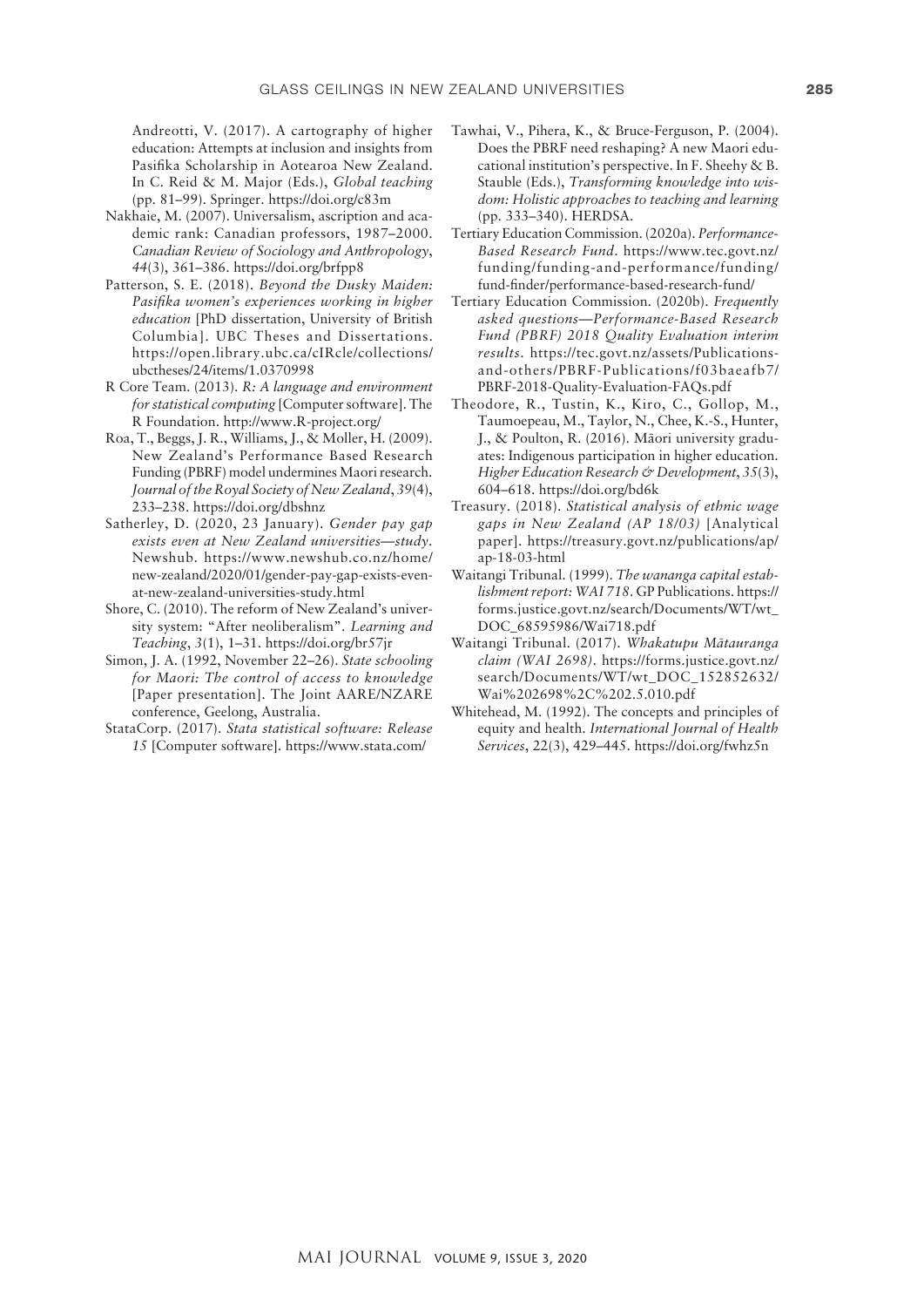Andreotti, V. (2017). A cartography of higher education: Attempts at inclusion and insights from Pasifika Scholarship in Aotearoa New Zealand. In C. Reid & M. Major (Eds.), *Global teaching* (pp. 81–99). Springer. https://doi.org/c83m

Nakhaie, M. (2007). Universalism, ascription and academic rank: Canadian professors, 1987–2000. *Canadian Review of Sociology and Anthropology*, *44*(3), 361–386. https://doi.org/brfpp8

Patterson, S. E. (2018). *Beyond the Dusky Maiden: Pasifika women's experiences working in higher education* [PhD dissertation, University of British Columbia]. UBC Theses and Dissertations. https://open.library.ubc.ca/cIRcle/collections/ubctheses/24/items/1.0370998

R Core Team. (2013). *R: A language and environment for statistical computing* [Computer software]. The R Foundation. http://www.R-project.org/

Roa, T., Beggs, J. R., Williams, J., & Moller, H. (2009). New Zealand's Performance Based Research Funding (PBRF) model undermines Maori research. *Journal of the Royal Society of New Zealand*, *39*(4), 233–238. https://doi.org/dbshnz

Satherley, D. (2020, 23 January). *Gender pay gap exists even at New Zealand universities—study*. Newshub. https://www.newshub.co.nz/home/new-zealand/2020/01/gender-pay-gap-exists-even-at-new-zealand-universities-study.html

Shore, C. (2010). The reform of New Zealand's university system: "After neoliberalism". *Learning and Teaching*, *3*(1), 1–31. https://doi.org/br57jr

Simon, J. A. (1992, November 22–26). *State schooling for Maori: The control of access to knowledge* [Paper presentation]. The Joint AARE/NZARE conference, Geelong, Australia.

StataCorp. (2017). *Stata statistical software: Release 15* [Computer software]. https://www.stata.com/

Tawhai, V., Pihera, K., & Bruce-Ferguson, P. (2004). Does the PBRF need reshaping? A new Maori educational institution's perspective. In F. Sheehy & B. Stauble (Eds.), *Transforming knowledge into wisdom: Holistic approaches to teaching and learning* (pp. 333–340). HERDSA.

Tertiary Education Commission. (2020a). *Performance-Based Research Fund*. https://www.tec.govt.nz/funding/funding-and-performance/funding/fund-finder/performance-based-research-fund/

Tertiary Education Commission. (2020b). *Frequently asked questions—Performance-Based Research Fund (PBRF) 2018 Quality Evaluation interim results*. https://tec.govt.nz/assets/Publications-and-others/PBRF-Publications/f03baeafb7/PBRF-2018-Quality-Evaluation-FAQs.pdf

Theodore, R., Tustin, K., Kiro, C., Gollop, M., Taumoepeau, M., Taylor, N., Chee, K.-S., Hunter, J., & Poulton, R. (2016). Māori university graduates: Indigenous participation in higher education. *Higher Education Research & Development*, *35*(3), 604–618. https://doi.org/bd6k

Treasury. (2018). *Statistical analysis of ethnic wage gaps in New Zealand (AP 18/03)* [Analytical paper]. https://treasury.govt.nz/publications/ap/ap-18-03-html

Waitangi Tribunal. (1999). *The wananga capital establishment report: WAI 718*. GP Publications. https://forms.justice.govt.nz/search/Documents/WT/wt_DOC_68595986/Wai718.pdf

Waitangi Tribunal. (2017). *Whakatupu Mātauranga claim (WAI 2698)*. https://forms.justice.govt.nz/search/Documents/WT/wt_DOC_152852632/Wai%202698%2C%202.5.010.pdf

Whitehead, M. (1992). The concepts and principles of equity and health. *International Journal of Health Services*, 22(3), 429–445. https://doi.org/fwhz5n